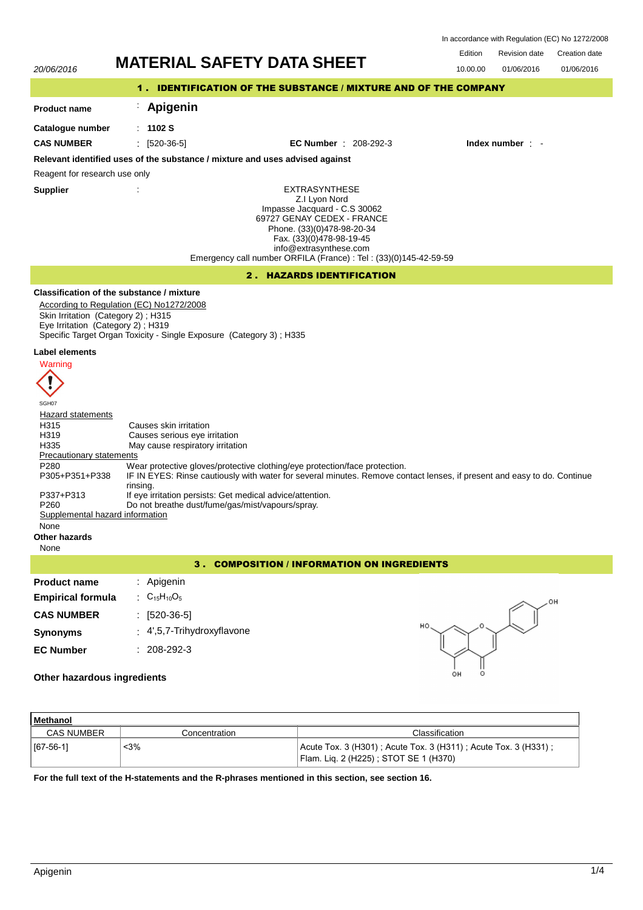In accordance with Regulation (EC) No 1272/2008

20/06/2016

# MATERIAL SAFETY DATA SHEET

| Edition | Revision date | Creation date |
|---|---|---|
| 10.00.00 | 01/06/2016 | 01/06/2016 |

## 1 . IDENTIFICATION OF THE SUBSTANCE / MIXTURE AND OF THE COMPANY

**Product name** : **Apigenin**

**Catalogue number** : **1102 S**

**CAS NUMBER** : [520-36-5] **EC Number** : 208-292-3 **Index number** : -

**Relevant identified uses of the substance / mixture and uses advised against**

Reagent for research use only

**Supplier** :

EXTRASYNTHESE
Z.I Lyon Nord
Impasse Jacquard - C.S 30062
69727 GENAY CEDEX - FRANCE
Phone. (33)(0)478-98-20-34
Fax. (33)(0)478-98-19-45
info@extrasynthese.com
Emergency call number ORFILA (France) : Tel : (33)(0)145-42-59-59

## 2 . HAZARDS IDENTIFICATION

**Classification of the substance / mixture**

According to Regulation (EC) No1272/2008

Skin Irritation (Category 2) ; H315
Eye Irritation (Category 2) ; H319
Specific Target Organ Toxicity - Single Exposure (Category 3) ; H335

**Label elements**

Warning

SGH07

Hazard statements

| | |
|---|---|
| H315 | Causes skin irritation |
| H319 | Causes serious eye irritation |
| H335 | May cause respiratory irritation |

Precautionary statements

| | |
|---|---|
| P280 | Wear protective gloves/protective clothing/eye protection/face protection. |
| P305+P351+P338 | IF IN EYES: Rinse cautiously with water for several minutes. Remove contact lenses, if present and easy to do. Continue rinsing. |
| P337+P313 | If eye irritation persists: Get medical advice/attention. |
| P260 | Do not breathe dust/fume/gas/mist/vapours/spray. |

Supplemental hazard information

None

**Other hazards**

None

## 3 . COMPOSITION / INFORMATION ON INGREDIENTS

**Product name** : Apigenin

**Empirical formula** : $C_{15}H_{10}O_5$

**CAS NUMBER** : [520-36-5]

**Synonyms** : 4',5,7-Trihydroxyflavone

**EC Number** : 208-292-3

**Other hazardous ingredients**

| **Methanol** | | |
|---|---|---|
| CAS NUMBER | Concentration | Classification |
| [67-56-1] | <3% | Acute Tox. 3 (H301) ; Acute Tox. 3 (H311) ; Acute Tox. 3 (H331) ; Flam. Liq. 2 (H225) ; STOT SE 1 (H370) |

**For the full text of the H-statements and the R-phrases mentioned in this section, see section 16.**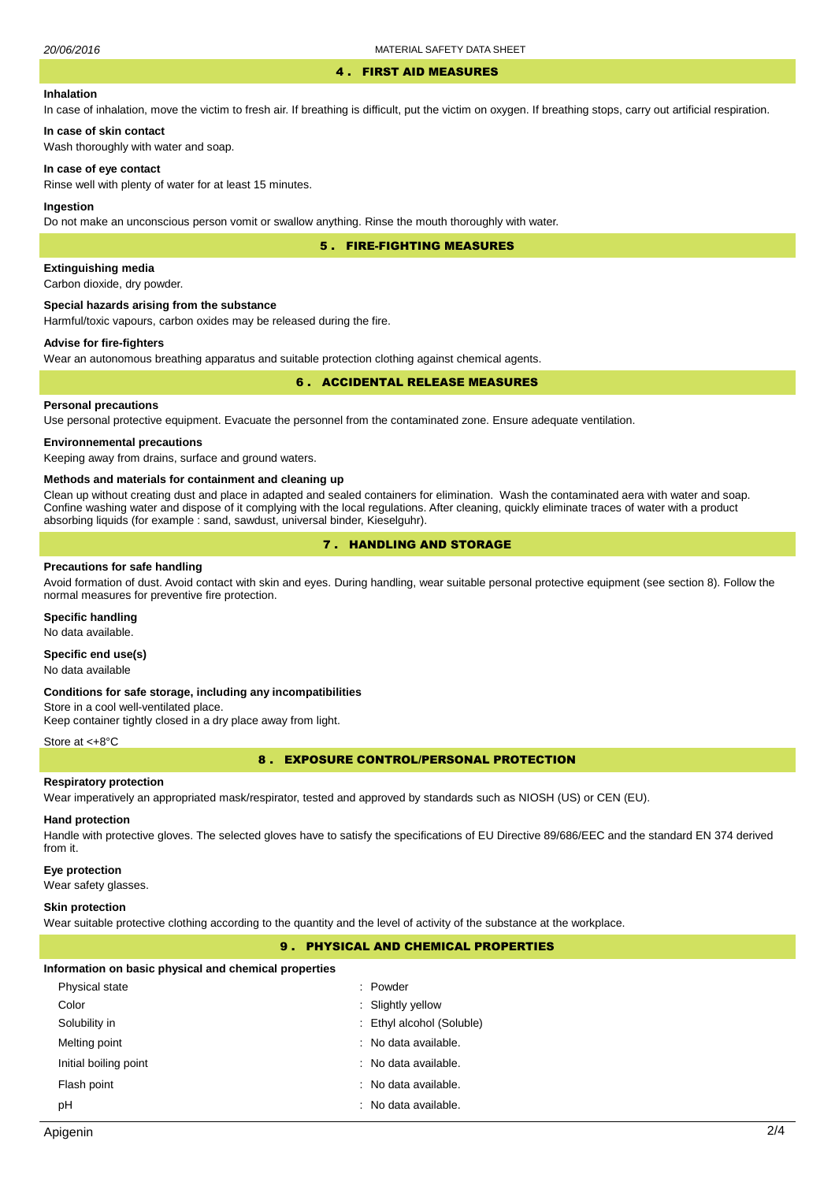## 4 . FIRST AID MEASURES

### Inhalation

In case of inhalation, move the victim to fresh air. If breathing is difficult, put the victim on oxygen. If breathing stops, carry out artificial respiration.

### In case of skin contact

Wash thoroughly with water and soap.

### In case of eye contact

Rinse well with plenty of water for at least 15 minutes.

### Ingestion

Do not make an unconscious person vomit or swallow anything. Rinse the mouth thoroughly with water.

## 5 . FIRE-FIGHTING MEASURES

### Extinguishing media

Carbon dioxide, dry powder.

### Special hazards arising from the substance

Harmful/toxic vapours, carbon oxides may be released during the fire.

### Advise for fire-fighters

Wear an autonomous breathing apparatus and suitable protection clothing against chemical agents.

## 6 . ACCIDENTAL RELEASE MEASURES

### Personal precautions

Use personal protective equipment. Evacuate the personnel from the contaminated zone. Ensure adequate ventilation.

### Environnemental precautions

Keeping away from drains, surface and ground waters.

### Methods and materials for containment and cleaning up

Clean up without creating dust and place in adapted and sealed containers for elimination. Wash the contaminated aera with water and soap. Confine washing water and dispose of it complying with the local regulations. After cleaning, quickly eliminate traces of water with a product absorbing liquids (for example : sand, sawdust, universal binder, Kieselguhr).

## 7 . HANDLING AND STORAGE

### Precautions for safe handling

Avoid formation of dust. Avoid contact with skin and eyes. During handling, wear suitable personal protective equipment (see section 8). Follow the normal measures for preventive fire protection.

### Specific handling

No data available.

### Specific end use(s)

No data available

### Conditions for safe storage, including any incompatibilities

Store in a cool well-ventilated place.
Keep container tightly closed in a dry place away from light.

Store at <+8°C

## 8 . EXPOSURE CONTROL/PERSONAL PROTECTION

### Respiratory protection

Wear imperatively an appropriated mask/respirator, tested and approved by standards such as NIOSH (US) or CEN (EU).

### Hand protection

Handle with protective gloves. The selected gloves have to satisfy the specifications of EU Directive 89/686/EEC and the standard EN 374 derived from it.

### Eye protection

Wear safety glasses.

### Skin protection

Wear suitable protective clothing according to the quantity and the level of activity of the substance at the workplace.

## 9 . PHYSICAL AND CHEMICAL PROPERTIES

### Information on basic physical and chemical properties

| | |
|---|---|
| Physical state | : Powder |
| Color | : Slightly yellow |
| Solubility in | : Ethyl alcohol (Soluble) |
| Melting point | : No data available. |
| Initial boiling point | : No data available. |
| Flash point | : No data available. |
| pH | : No data available. |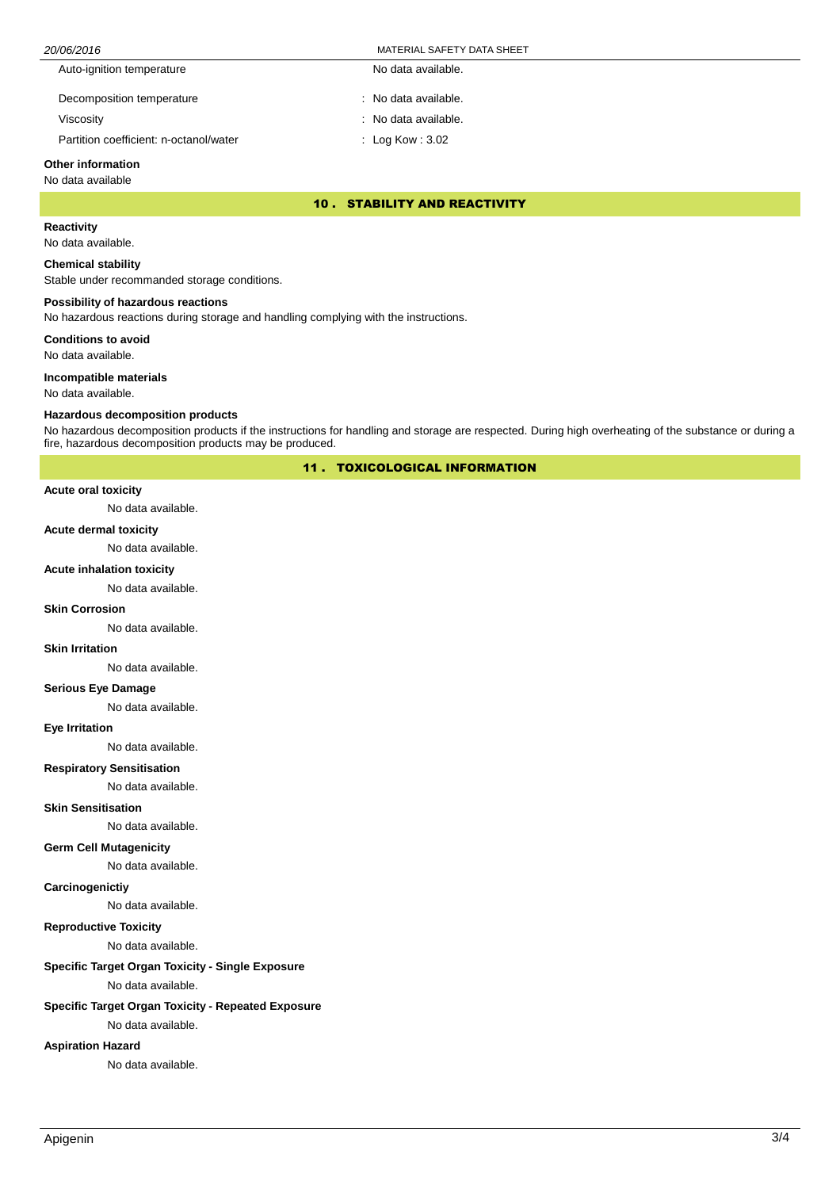| | |
|---|---|
| Auto-ignition temperature | No data available. |
| Decomposition temperature | : No data available. |
| Viscosity | : No data available. |
| Partition coefficient: n-octanol/water | : Log Kow : 3.02 |

**Other information**

No data available

## 10 . STABILITY AND REACTIVITY

**Reactivity**

No data available.

**Chemical stability**

Stable under recommanded storage conditions.

**Possibility of hazardous reactions**

No hazardous reactions during storage and handling complying with the instructions.

**Conditions to avoid**

No data available.

**Incompatible materials**

No data available.

**Hazardous decomposition products**

No hazardous decomposition products if the instructions for handling and storage are respected. During high overheating of the substance or during a fire, hazardous decomposition products may be produced.

## 11 . TOXICOLOGICAL INFORMATION

**Acute oral toxicity**

No data available.

**Acute dermal toxicity**

No data available.

**Acute inhalation toxicity**

No data available.

**Skin Corrosion**

No data available.

**Skin Irritation**

No data available.

**Serious Eye Damage**

No data available.

**Eye Irritation**

No data available.

**Respiratory Sensitisation**

No data available.

**Skin Sensitisation**

No data available.

**Germ Cell Mutagenicity**

No data available.

**Carcinogenictiy**

No data available.

**Reproductive Toxicity**

No data available.

**Specific Target Organ Toxicity - Single Exposure**

No data available.

**Specific Target Organ Toxicity - Repeated Exposure**

No data available.

**Aspiration Hazard**

No data available.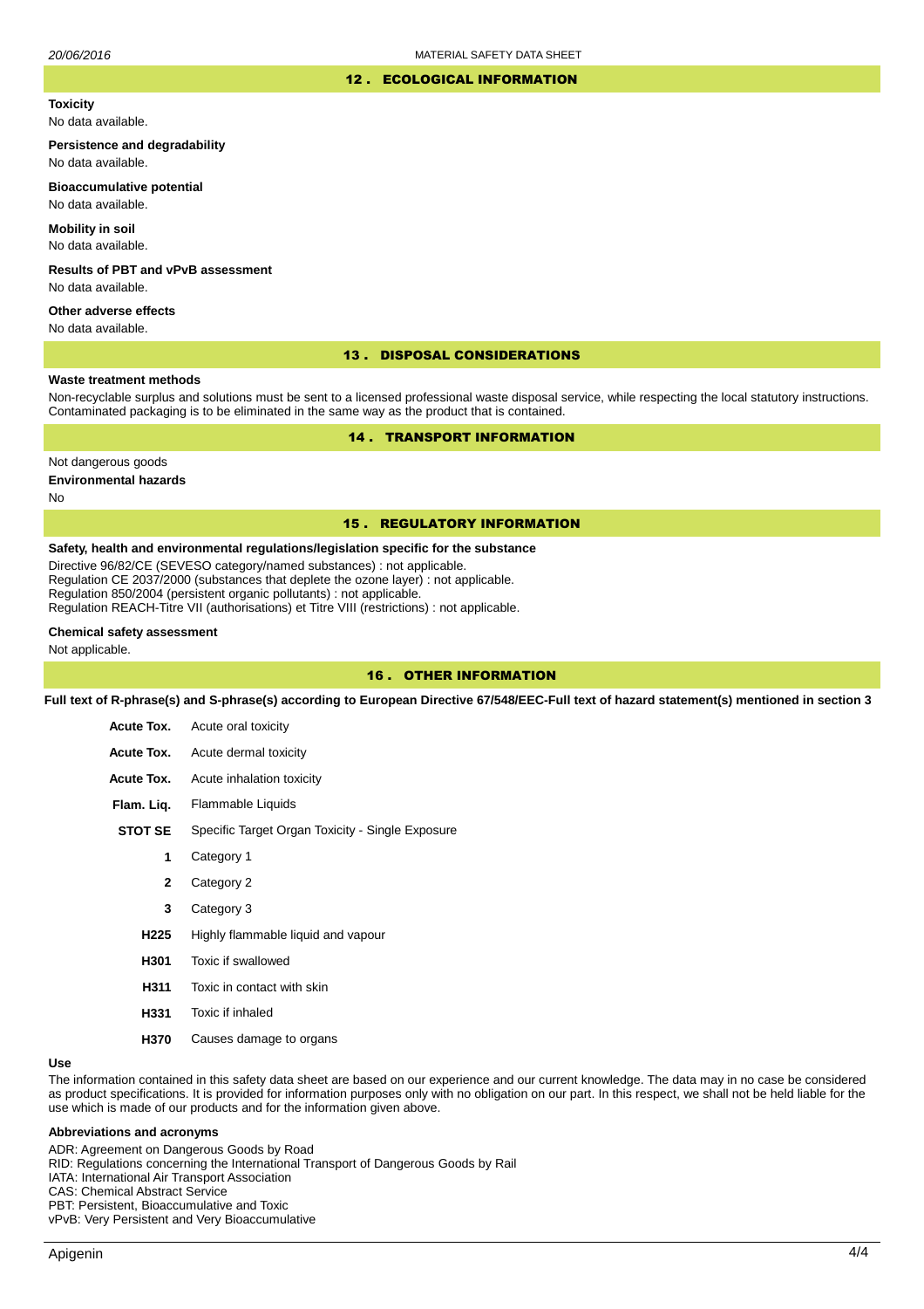## 12 . ECOLOGICAL INFORMATION

**Toxicity**

No data available.

**Persistence and degradability**

No data available.

**Bioaccumulative potential**

No data available.

**Mobility in soil**

No data available.

**Results of PBT and vPvB assessment**

No data available.

**Other adverse effects**

No data available.

## 13 . DISPOSAL CONSIDERATIONS

**Waste treatment methods**

Non-recyclable surplus and solutions must be sent to a licensed professional waste disposal service, while respecting the local statutory instructions. Contaminated packaging is to be eliminated in the same way as the product that is contained.

## 14 . TRANSPORT INFORMATION

Not dangerous goods

**Environmental hazards**

No

## 15 . REGULATORY INFORMATION

**Safety, health and environmental regulations/legislation specific for the substance**

Directive 96/82/CE (SEVESO category/named substances) : not applicable.
Regulation CE 2037/2000 (substances that deplete the ozone layer) : not applicable.
Regulation 850/2004 (persistent organic pollutants) : not applicable.
Regulation REACH-Titre VII (authorisations) et Titre VIII (restrictions) : not applicable.

**Chemical safety assessment**

Not applicable.

## 16 . OTHER INFORMATION

**Full text of R-phrase(s) and S-phrase(s) according to European Directive 67/548/EEC-Full text of hazard statement(s) mentioned in section 3**

| | |
|---|---|
| **Acute Tox.** | Acute oral toxicity |
| **Acute Tox.** | Acute dermal toxicity |
| **Acute Tox.** | Acute inhalation toxicity |
| **Flam. Liq.** | Flammable Liquids |
| **STOT SE** | Specific Target Organ Toxicity - Single Exposure |
| **1** | Category 1 |
| **2** | Category 2 |
| **3** | Category 3 |
| **H225** | Highly flammable liquid and vapour |
| **H301** | Toxic if swallowed |
| **H311** | Toxic in contact with skin |
| **H331** | Toxic if inhaled |
| **H370** | Causes damage to organs |

**Use**

The information contained in this safety data sheet are based on our experience and our current knowledge. The data may in no case be considered as product specifications. It is provided for information purposes only with no obligation on our part. In this respect, we shall not be held liable for the use which is made of our products and for the information given above.

**Abbreviations and acronyms**

ADR: Agreement on Dangerous Goods by Road
RID: Regulations concerning the International Transport of Dangerous Goods by Rail
IATA: International Air Transport Association
CAS: Chemical Abstract Service
PBT: Persistent, Bioaccumulative and Toxic
vPvB: Very Persistent and Very Bioaccumulative